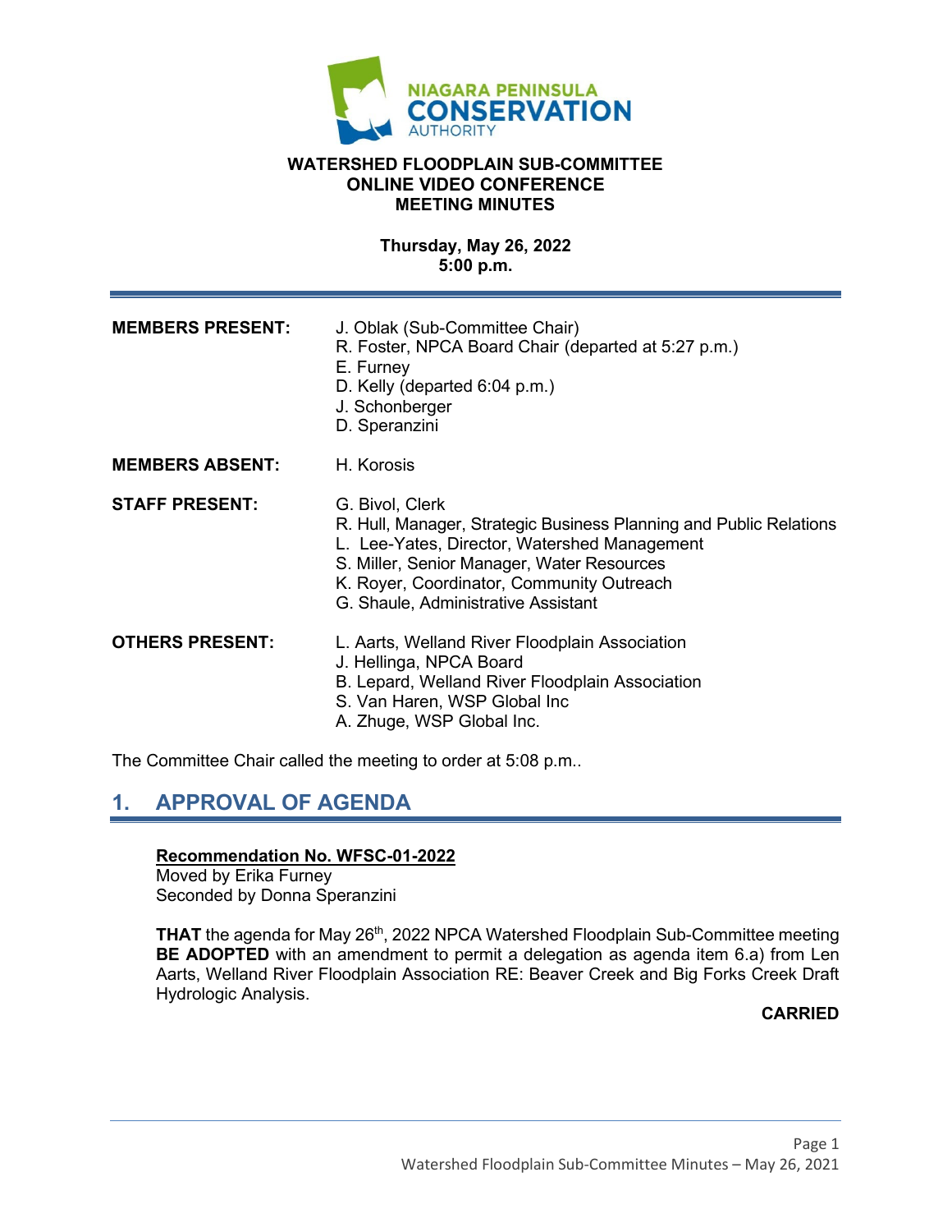**WATERSHED FLOODPLAIN SUB-COMMITTEE**
**ONLINE VIDEO CONFERENCE**
**MEETING MINUTES**

**Thursday, May 26, 2022**
**5:00 p.m.**

---

| | |
|---|---|
| **MEMBERS PRESENT:** | J. Oblak (Sub-Committee Chair)<br>R. Foster, NPCA Board Chair (departed at 5:27 p.m.)<br>E. Furney<br>D. Kelly (departed 6:04 p.m.)<br>J. Schonberger<br>D. Speranzini |
| **MEMBERS ABSENT:** | H. Korosis |
| **STAFF PRESENT:** | G. Bivol, Clerk<br>R. Hull, Manager, Strategic Business Planning and Public Relations<br>L. Lee-Yates, Director, Watershed Management<br>S. Miller, Senior Manager, Water Resources<br>K. Royer, Coordinator, Community Outreach<br>G. Shaule, Administrative Assistant |
| **OTHERS PRESENT:** | L. Aarts, Welland River Floodplain Association<br>J. Hellinga, NPCA Board<br>B. Lepard, Welland River Floodplain Association<br>S. Van Haren, WSP Global Inc<br>A. Zhuge, WSP Global Inc. |

The Committee Chair called the meeting to order at 5:08 p.m..

## 1. APPROVAL OF AGENDA

**Recommendation No. WFSC-01-2022**
Moved by Erika Furney
Seconded by Donna Speranzini

**THAT** the agenda for May 26th, 2022 NPCA Watershed Floodplain Sub-Committee meeting **BE ADOPTED** with an amendment to permit a delegation as agenda item 6.a) from Len Aarts, Welland River Floodplain Association RE: Beaver Creek and Big Forks Creek Draft Hydrologic Analysis.

**CARRIED**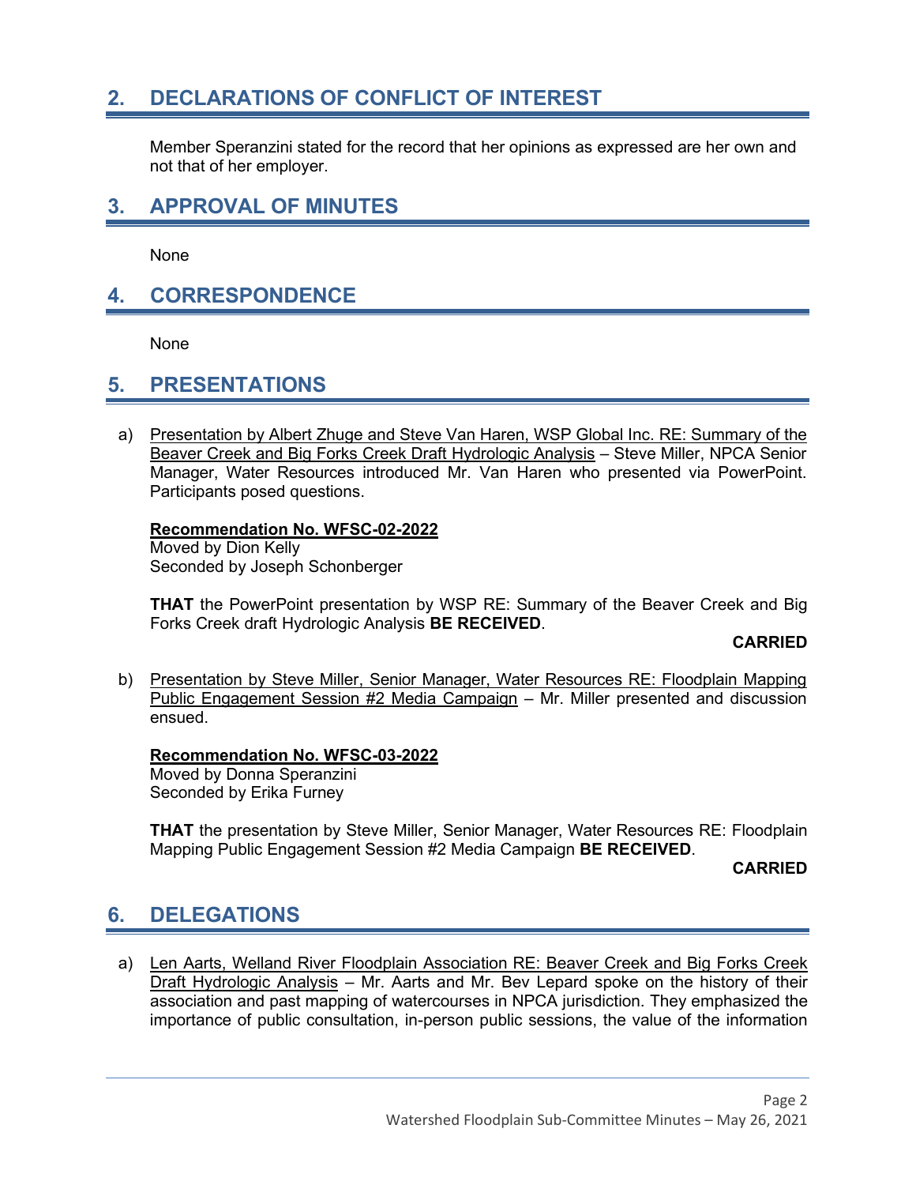## 2. DECLARATIONS OF CONFLICT OF INTEREST

Member Speranzini stated for the record that her opinions as expressed are her own and not that of her employer.

## 3. APPROVAL OF MINUTES

None

## 4. CORRESPONDENCE

None

## 5. PRESENTATIONS

a) Presentation by Albert Zhuge and Steve Van Haren, WSP Global Inc. RE: Summary of the Beaver Creek and Big Forks Creek Draft Hydrologic Analysis – Steve Miller, NPCA Senior Manager, Water Resources introduced Mr. Van Haren who presented via PowerPoint. Participants posed questions.

**Recommendation No. WFSC-02-2022**
Moved by Dion Kelly
Seconded by Joseph Schonberger

**THAT** the PowerPoint presentation by WSP RE: Summary of the Beaver Creek and Big Forks Creek draft Hydrologic Analysis **BE RECEIVED**.

**CARRIED**

b) Presentation by Steve Miller, Senior Manager, Water Resources RE: Floodplain Mapping Public Engagement Session #2 Media Campaign – Mr. Miller presented and discussion ensued.

**Recommendation No. WFSC-03-2022**
Moved by Donna Speranzini
Seconded by Erika Furney

**THAT** the presentation by Steve Miller, Senior Manager, Water Resources RE: Floodplain Mapping Public Engagement Session #2 Media Campaign **BE RECEIVED**.

**CARRIED**

## 6. DELEGATIONS

a) Len Aarts, Welland River Floodplain Association RE: Beaver Creek and Big Forks Creek Draft Hydrologic Analysis – Mr. Aarts and Mr. Bev Lepard spoke on the history of their association and past mapping of watercourses in NPCA jurisdiction. They emphasized the importance of public consultation, in-person public sessions, the value of the information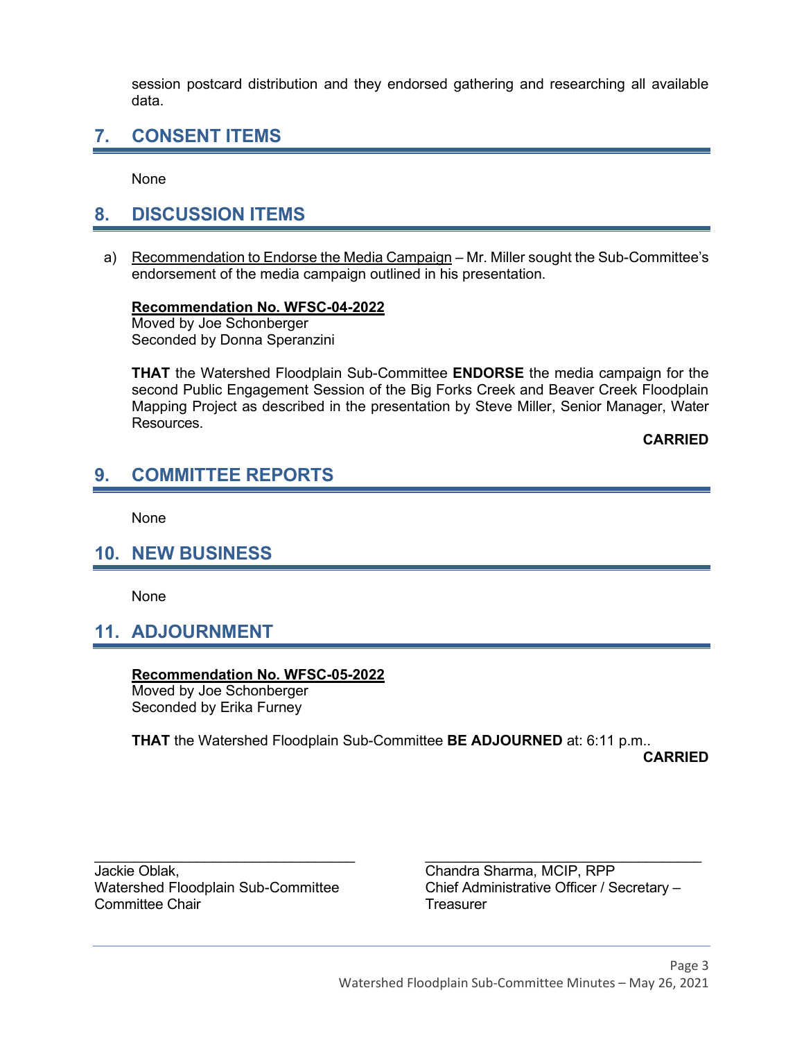session postcard distribution and they endorsed gathering and researching all available data.

## 7. CONSENT ITEMS

None

## 8. DISCUSSION ITEMS

a) Recommendation to Endorse the Media Campaign – Mr. Miller sought the Sub-Committee's endorsement of the media campaign outlined in his presentation.

**Recommendation No. WFSC-04-2022**
Moved by Joe Schonberger
Seconded by Donna Speranzini

**THAT** the Watershed Floodplain Sub-Committee **ENDORSE** the media campaign for the second Public Engagement Session of the Big Forks Creek and Beaver Creek Floodplain Mapping Project as described in the presentation by Steve Miller, Senior Manager, Water Resources.

**CARRIED**

## 9. COMMITTEE REPORTS

None

## 10. NEW BUSINESS

None

## 11. ADJOURNMENT

**Recommendation No. WFSC-05-2022**
Moved by Joe Schonberger
Seconded by Erika Furney

**THAT** the Watershed Floodplain Sub-Committee **BE ADJOURNED** at: 6:11 p.m..

**CARRIED**

\_\_\_\_\_\_\_\_\_\_\_\_\_\_\_\_\_\_\_\_\_\_\_\_\_\_\_\_\_\_
Jackie Oblak,
Watershed Floodplain Sub-Committee
Committee Chair

\_\_\_\_\_\_\_\_\_\_\_\_\_\_\_\_\_\_\_\_\_\_\_\_\_\_\_\_\_\_
Chandra Sharma, MCIP, RPP
Chief Administrative Officer / Secretary – Treasurer